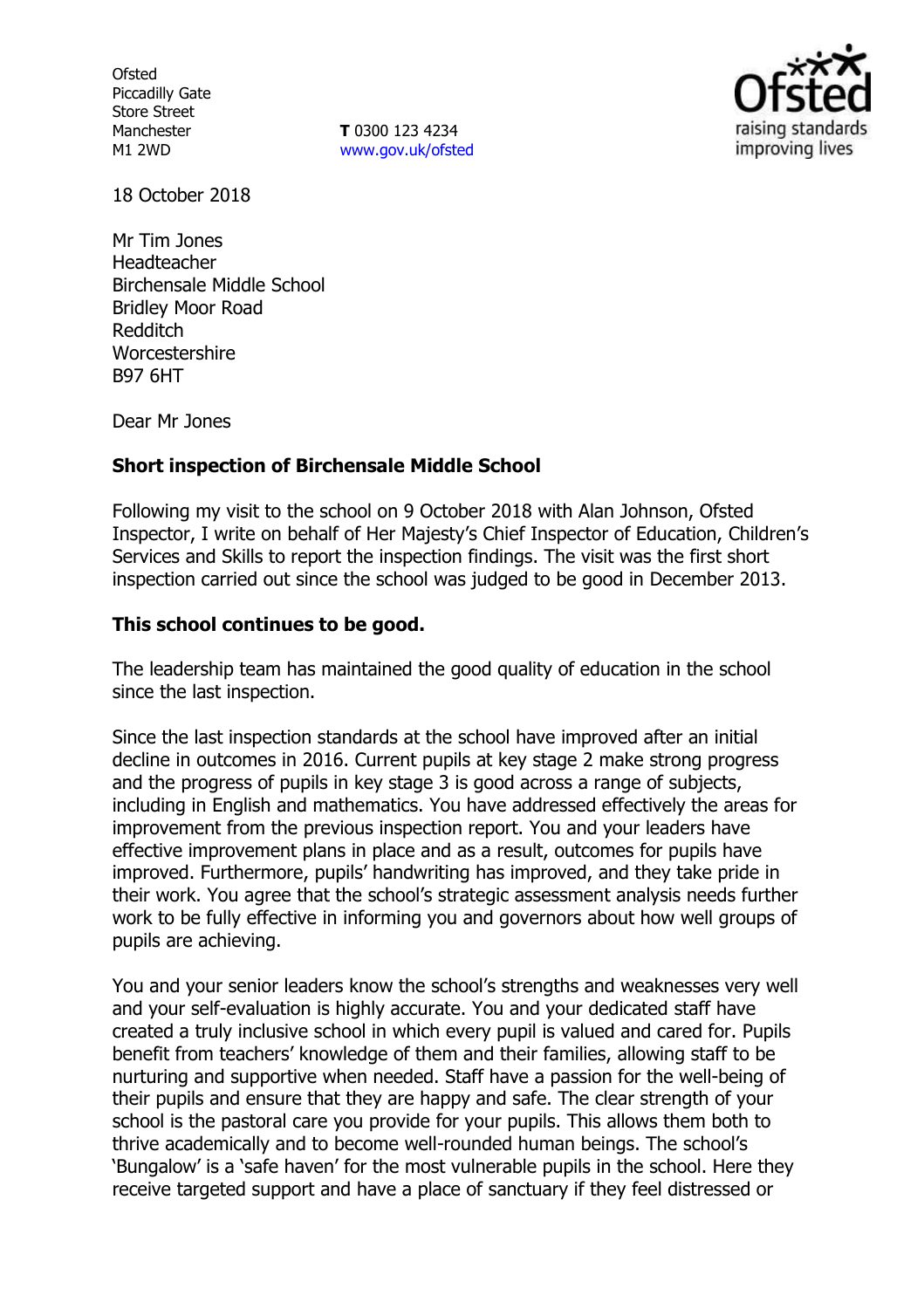Ofsted
Piccadilly Gate
Store Street
Manchester
M1 2WD

**T** 0300 123 4234
www.gov.uk/ofsted

18 October 2018

Mr Tim Jones
Headteacher
Birchensale Middle School
Bridley Moor Road
Redditch
Worcestershire
B97 6HT

Dear Mr Jones

**Short inspection of Birchensale Middle School**

Following my visit to the school on 9 October 2018 with Alan Johnson, Ofsted Inspector, I write on behalf of Her Majesty's Chief Inspector of Education, Children's Services and Skills to report the inspection findings. The visit was the first short inspection carried out since the school was judged to be good in December 2013.

**This school continues to be good.**

The leadership team has maintained the good quality of education in the school since the last inspection.

Since the last inspection standards at the school have improved after an initial decline in outcomes in 2016. Current pupils at key stage 2 make strong progress and the progress of pupils in key stage 3 is good across a range of subjects, including in English and mathematics. You have addressed effectively the areas for improvement from the previous inspection report. You and your leaders have effective improvement plans in place and as a result, outcomes for pupils have improved. Furthermore, pupils' handwriting has improved, and they take pride in their work. You agree that the school's strategic assessment analysis needs further work to be fully effective in informing you and governors about how well groups of pupils are achieving.

You and your senior leaders know the school's strengths and weaknesses very well and your self-evaluation is highly accurate. You and your dedicated staff have created a truly inclusive school in which every pupil is valued and cared for. Pupils benefit from teachers' knowledge of them and their families, allowing staff to be nurturing and supportive when needed. Staff have a passion for the well-being of their pupils and ensure that they are happy and safe. The clear strength of your school is the pastoral care you provide for your pupils. This allows them both to thrive academically and to become well-rounded human beings. The school's 'Bungalow' is a 'safe haven' for the most vulnerable pupils in the school. Here they receive targeted support and have a place of sanctuary if they feel distressed or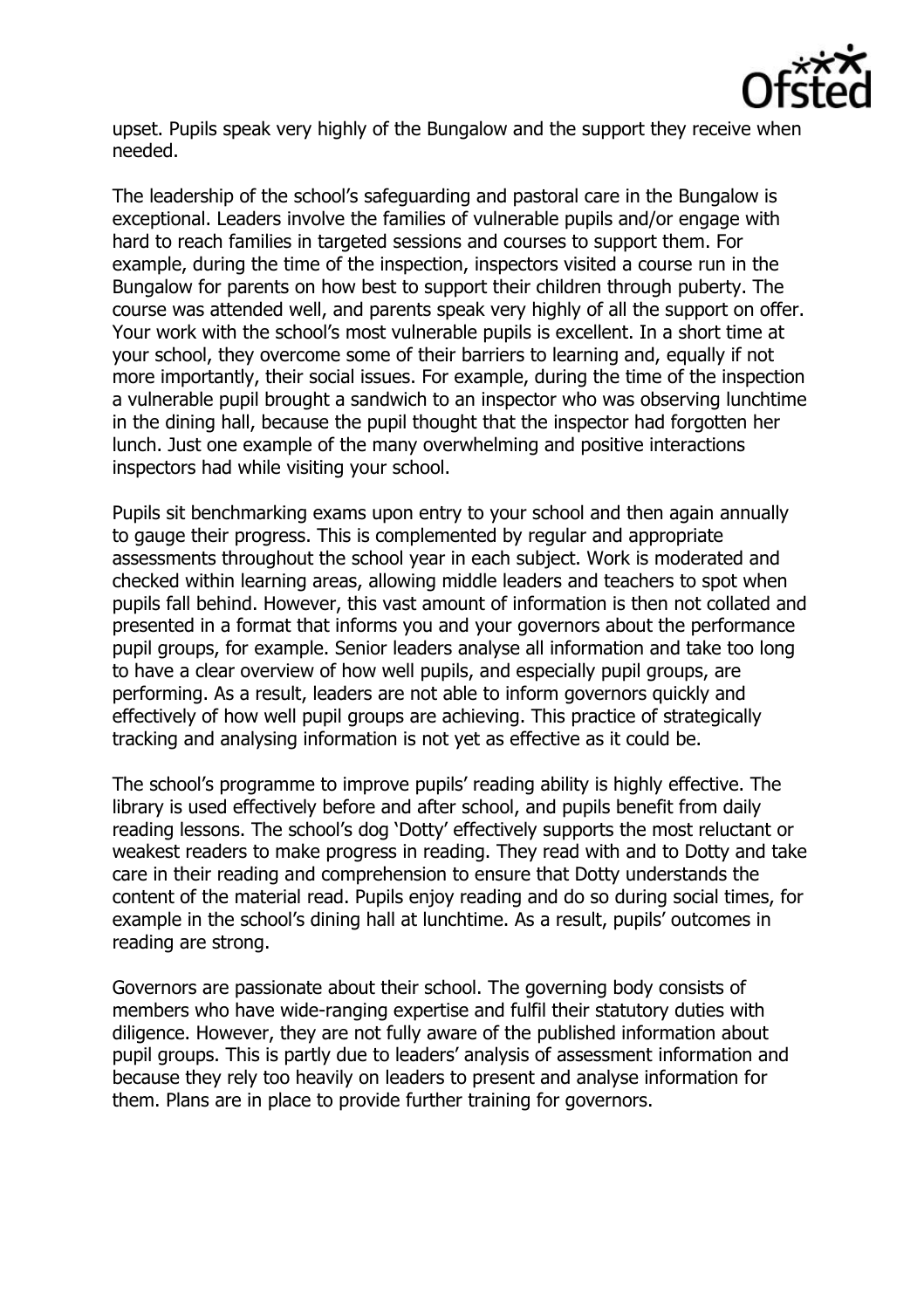upset. Pupils speak very highly of the Bungalow and the support they receive when needed.

The leadership of the school's safeguarding and pastoral care in the Bungalow is exceptional. Leaders involve the families of vulnerable pupils and/or engage with hard to reach families in targeted sessions and courses to support them. For example, during the time of the inspection, inspectors visited a course run in the Bungalow for parents on how best to support their children through puberty. The course was attended well, and parents speak very highly of all the support on offer. Your work with the school's most vulnerable pupils is excellent. In a short time at your school, they overcome some of their barriers to learning and, equally if not more importantly, their social issues. For example, during the time of the inspection a vulnerable pupil brought a sandwich to an inspector who was observing lunchtime in the dining hall, because the pupil thought that the inspector had forgotten her lunch. Just one example of the many overwhelming and positive interactions inspectors had while visiting your school.

Pupils sit benchmarking exams upon entry to your school and then again annually to gauge their progress. This is complemented by regular and appropriate assessments throughout the school year in each subject. Work is moderated and checked within learning areas, allowing middle leaders and teachers to spot when pupils fall behind. However, this vast amount of information is then not collated and presented in a format that informs you and your governors about the performance pupil groups, for example. Senior leaders analyse all information and take too long to have a clear overview of how well pupils, and especially pupil groups, are performing. As a result, leaders are not able to inform governors quickly and effectively of how well pupil groups are achieving. This practice of strategically tracking and analysing information is not yet as effective as it could be.

The school's programme to improve pupils' reading ability is highly effective. The library is used effectively before and after school, and pupils benefit from daily reading lessons. The school's dog 'Dotty' effectively supports the most reluctant or weakest readers to make progress in reading. They read with and to Dotty and take care in their reading and comprehension to ensure that Dotty understands the content of the material read. Pupils enjoy reading and do so during social times, for example in the school's dining hall at lunchtime. As a result, pupils' outcomes in reading are strong.

Governors are passionate about their school. The governing body consists of members who have wide-ranging expertise and fulfil their statutory duties with diligence. However, they are not fully aware of the published information about pupil groups. This is partly due to leaders' analysis of assessment information and because they rely too heavily on leaders to present and analyse information for them. Plans are in place to provide further training for governors.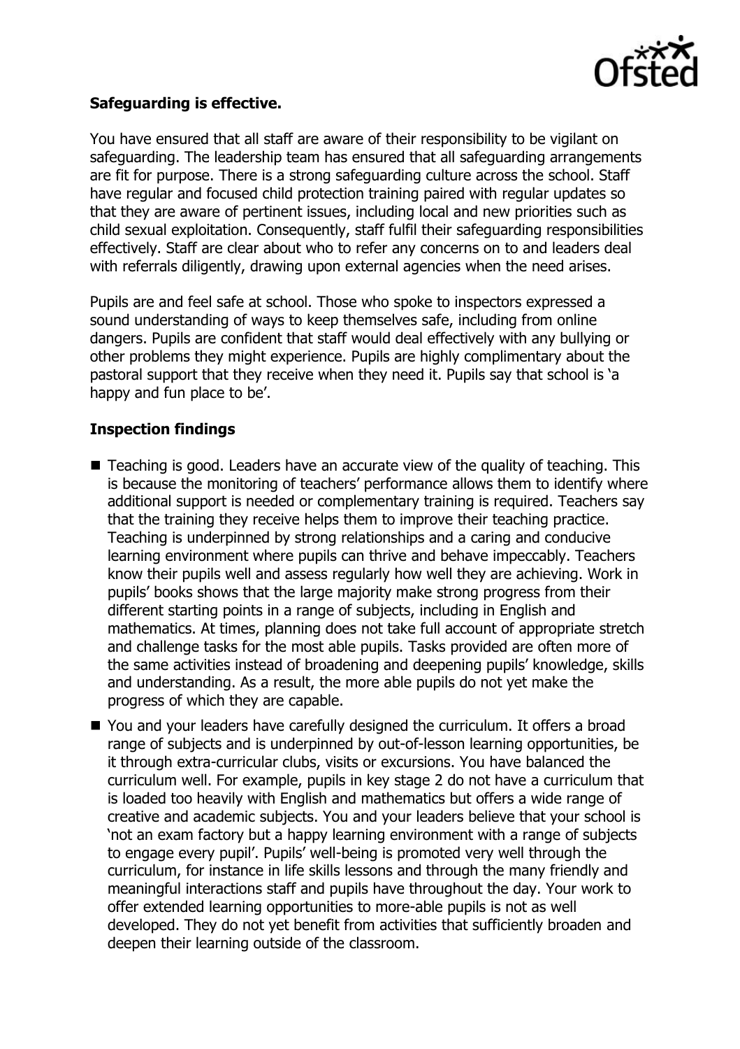**Safeguarding is effective.**

You have ensured that all staff are aware of their responsibility to be vigilant on safeguarding. The leadership team has ensured that all safeguarding arrangements are fit for purpose. There is a strong safeguarding culture across the school. Staff have regular and focused child protection training paired with regular updates so that they are aware of pertinent issues, including local and new priorities such as child sexual exploitation. Consequently, staff fulfil their safeguarding responsibilities effectively. Staff are clear about who to refer any concerns on to and leaders deal with referrals diligently, drawing upon external agencies when the need arises.

Pupils are and feel safe at school. Those who spoke to inspectors expressed a sound understanding of ways to keep themselves safe, including from online dangers. Pupils are confident that staff would deal effectively with any bullying or other problems they might experience. Pupils are highly complimentary about the pastoral support that they receive when they need it. Pupils say that school is 'a happy and fun place to be'.

**Inspection findings**

- Teaching is good. Leaders have an accurate view of the quality of teaching. This is because the monitoring of teachers' performance allows them to identify where additional support is needed or complementary training is required. Teachers say that the training they receive helps them to improve their teaching practice. Teaching is underpinned by strong relationships and a caring and conducive learning environment where pupils can thrive and behave impeccably. Teachers know their pupils well and assess regularly how well they are achieving. Work in pupils' books shows that the large majority make strong progress from their different starting points in a range of subjects, including in English and mathematics. At times, planning does not take full account of appropriate stretch and challenge tasks for the most able pupils. Tasks provided are often more of the same activities instead of broadening and deepening pupils' knowledge, skills and understanding. As a result, the more able pupils do not yet make the progress of which they are capable.
- You and your leaders have carefully designed the curriculum. It offers a broad range of subjects and is underpinned by out-of-lesson learning opportunities, be it through extra-curricular clubs, visits or excursions. You have balanced the curriculum well. For example, pupils in key stage 2 do not have a curriculum that is loaded too heavily with English and mathematics but offers a wide range of creative and academic subjects. You and your leaders believe that your school is 'not an exam factory but a happy learning environment with a range of subjects to engage every pupil'. Pupils' well-being is promoted very well through the curriculum, for instance in life skills lessons and through the many friendly and meaningful interactions staff and pupils have throughout the day. Your work to offer extended learning opportunities to more-able pupils is not as well developed. They do not yet benefit from activities that sufficiently broaden and deepen their learning outside of the classroom.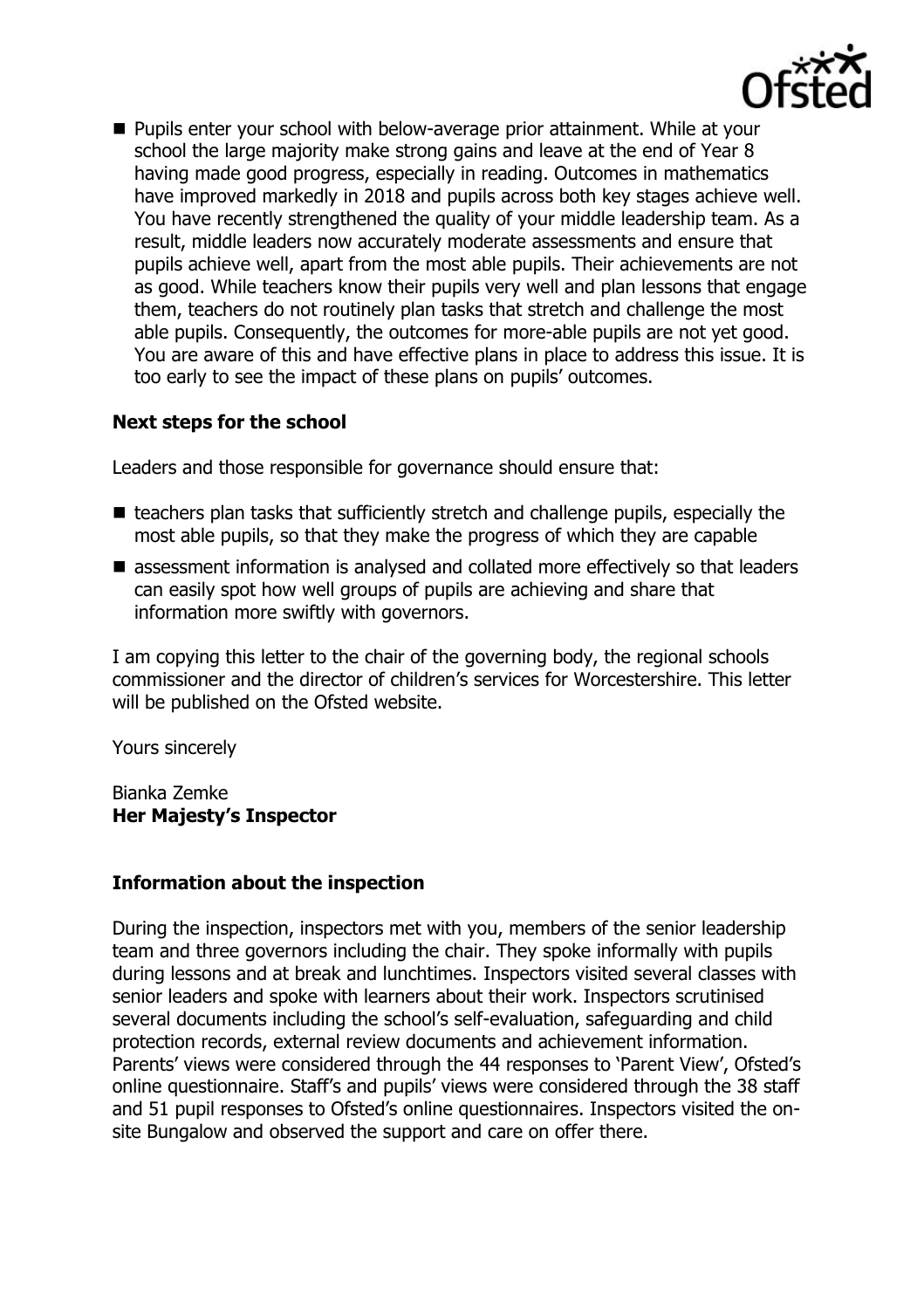- Pupils enter your school with below-average prior attainment. While at your school the large majority make strong gains and leave at the end of Year 8 having made good progress, especially in reading. Outcomes in mathematics have improved markedly in 2018 and pupils across both key stages achieve well. You have recently strengthened the quality of your middle leadership team. As a result, middle leaders now accurately moderate assessments and ensure that pupils achieve well, apart from the most able pupils. Their achievements are not as good. While teachers know their pupils very well and plan lessons that engage them, teachers do not routinely plan tasks that stretch and challenge the most able pupils. Consequently, the outcomes for more-able pupils are not yet good. You are aware of this and have effective plans in place to address this issue. It is too early to see the impact of these plans on pupils' outcomes.

### Next steps for the school

Leaders and those responsible for governance should ensure that:

- teachers plan tasks that sufficiently stretch and challenge pupils, especially the most able pupils, so that they make the progress of which they are capable
- assessment information is analysed and collated more effectively so that leaders can easily spot how well groups of pupils are achieving and share that information more swiftly with governors.

I am copying this letter to the chair of the governing body, the regional schools commissioner and the director of children's services for Worcestershire. This letter will be published on the Ofsted website.

Yours sincerely

Bianka Zemke
**Her Majesty's Inspector**

### Information about the inspection

During the inspection, inspectors met with you, members of the senior leadership team and three governors including the chair. They spoke informally with pupils during lessons and at break and lunchtimes. Inspectors visited several classes with senior leaders and spoke with learners about their work. Inspectors scrutinised several documents including the school's self-evaluation, safeguarding and child protection records, external review documents and achievement information. Parents' views were considered through the 44 responses to 'Parent View', Ofsted's online questionnaire. Staff's and pupils' views were considered through the 38 staff and 51 pupil responses to Ofsted's online questionnaires. Inspectors visited the on-site Bungalow and observed the support and care on offer there.